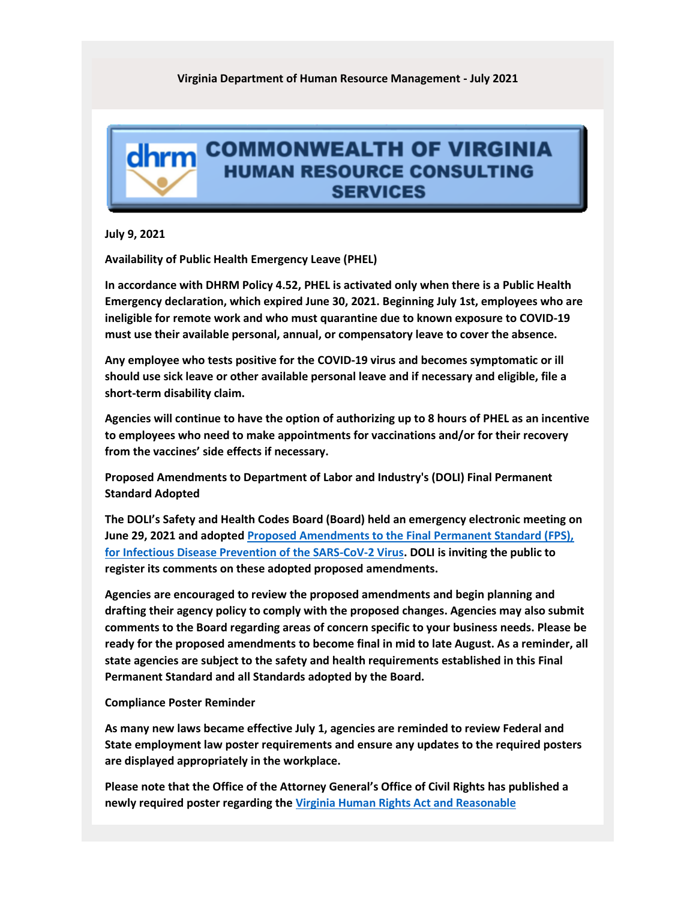Virginia Department of Human Resource Management - July 2021

# COMMONWEALTH OF VIRGINIA
## HUMAN RESOURCE CONSULTING SERVICES

**July 9, 2021**

**Availability of Public Health Emergency Leave (PHEL)**

**In accordance with DHRM Policy 4.52, PHEL is activated only when there is a Public Health Emergency declaration, which expired June 30, 2021. Beginning July 1st, employees who are ineligible for remote work and who must quarantine due to known exposure to COVID-19 must use their available personal, annual, or compensatory leave to cover the absence.**

**Any employee who tests positive for the COVID-19 virus and becomes symptomatic or ill should use sick leave or other available personal leave and if necessary and eligible, file a short-term disability claim.**

**Agencies will continue to have the option of authorizing up to 8 hours of PHEL as an incentive to employees who need to make appointments for vaccinations and/or for their recovery from the vaccines' side effects if necessary.**

**Proposed Amendments to Department of Labor and Industry's (DOLI) Final Permanent Standard Adopted**

**The DOLI's Safety and Health Codes Board (Board) held an emergency electronic meeting on June 29, 2021 and adopted Proposed Amendments to the Final Permanent Standard (FPS), for Infectious Disease Prevention of the SARS-CoV-2 Virus. DOLI is inviting the public to register its comments on these adopted proposed amendments.**

**Agencies are encouraged to review the proposed amendments and begin planning and drafting their agency policy to comply with the proposed changes. Agencies may also submit comments to the Board regarding areas of concern specific to your business needs. Please be ready for the proposed amendments to become final in mid to late August. As a reminder, all state agencies are subject to the safety and health requirements established in this Final Permanent Standard and all Standards adopted by the Board.**

**Compliance Poster Reminder**

**As many new laws became effective July 1, agencies are reminded to review Federal and State employment law poster requirements and ensure any updates to the required posters are displayed appropriately in the workplace.**

**Please note that the Office of the Attorney General's Office of Civil Rights has published a newly required poster regarding the Virginia Human Rights Act and Reasonable**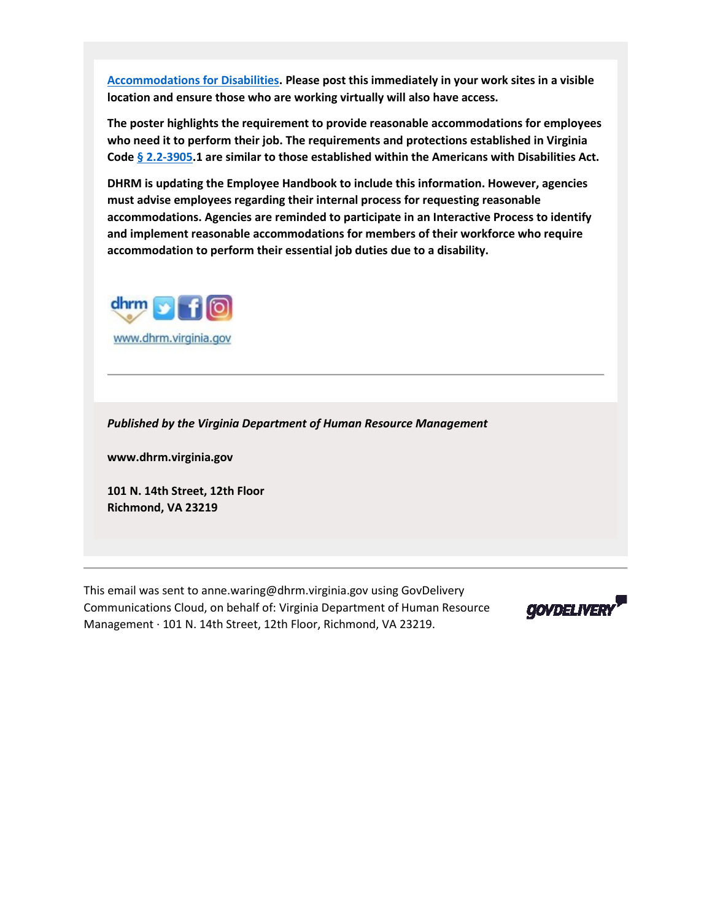Accommodations for Disabilities. **Please post this immediately in your work sites in a visible location and ensure those who are working virtually will also have access.**

**The poster highlights the requirement to provide reasonable accommodations for employees who need it to perform their job. The requirements and protections established in Virginia Code § 2.2-3905.1 are similar to those established within the Americans with Disabilities Act.**

**DHRM is updating the Employee Handbook to include this information. However, agencies must advise employees regarding their internal process for requesting reasonable accommodations. Agencies are reminded to participate in an Interactive Process to identify and implement reasonable accommodations for members of their workforce who require accommodation to perform their essential job duties due to a disability.**

dhrm

www.dhrm.virginia.gov

---

***Published by the Virginia Department of Human Resource Management***

**www.dhrm.virginia.gov**

**101 N. 14th Street, 12th Floor**
**Richmond, VA 23219**

---

This email was sent to anne.waring@dhrm.virginia.gov using GovDelivery Communications Cloud, on behalf of: Virginia Department of Human Resource Management · 101 N. 14th Street, 12th Floor, Richmond, VA 23219.

GOVDELIVERY